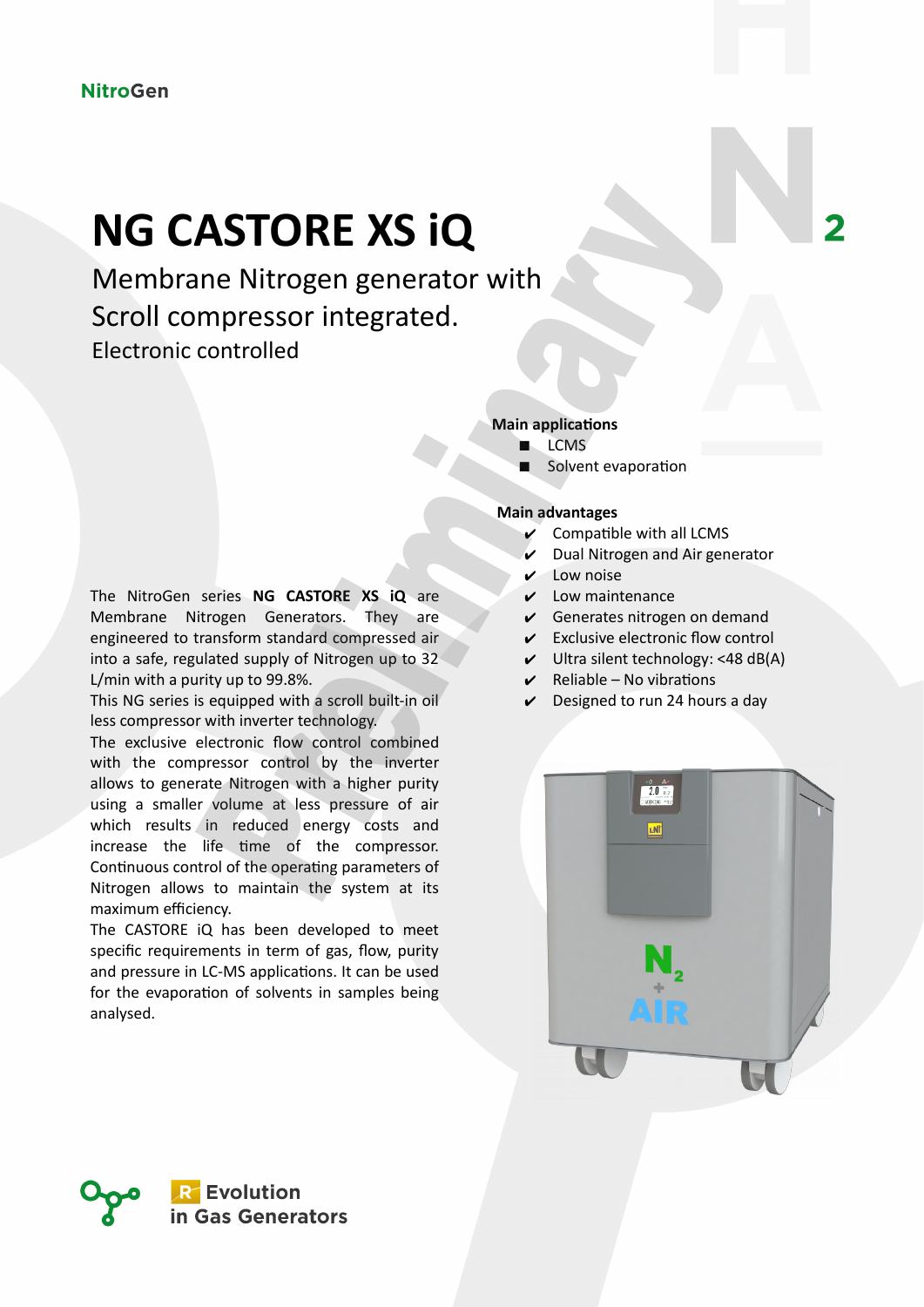NitroGen

# NG CASTORE XS iQ

## Membrane Nitrogen generator with Scroll compressor integrated.

### Electronic controlled

**Main applications**

- LCMS
- Solvent evaporation

**Main advantages**

- ✔ Compatible with all LCMS
- ✔ Dual Nitrogen and Air generator
- ✔ Low noise
- ✔ Low maintenance
- ✔ Generates nitrogen on demand
- ✔ Exclusive electronic flow control
- ✔ Ultra silent technology: <48 dB(A)
- ✔ Reliable – No vibrations
- ✔ Designed to run 24 hours a day

The NitroGen series **NG CASTORE XS iQ** are Membrane Nitrogen Generators. They are engineered to transform standard compressed air into a safe, regulated supply of Nitrogen up to 32 L/min with a purity up to 99.8%.
This NG series is equipped with a scroll built-in oil less compressor with inverter technology.
The exclusive electronic flow control combined with the compressor control by the inverter allows to generate Nitrogen with a higher purity using a smaller volume at less pressure of air which results in reduced energy costs and increase the life time of the compressor. Continuous control of the operating parameters of Nitrogen allows to maintain the system at its maximum efficiency.
The CASTORE iQ has been developed to meet specific requirements in term of gas, flow, purity and pressure in LC-MS applications. It can be used for the evaporation of solvents in samples being analysed.

Evolution in Gas Generators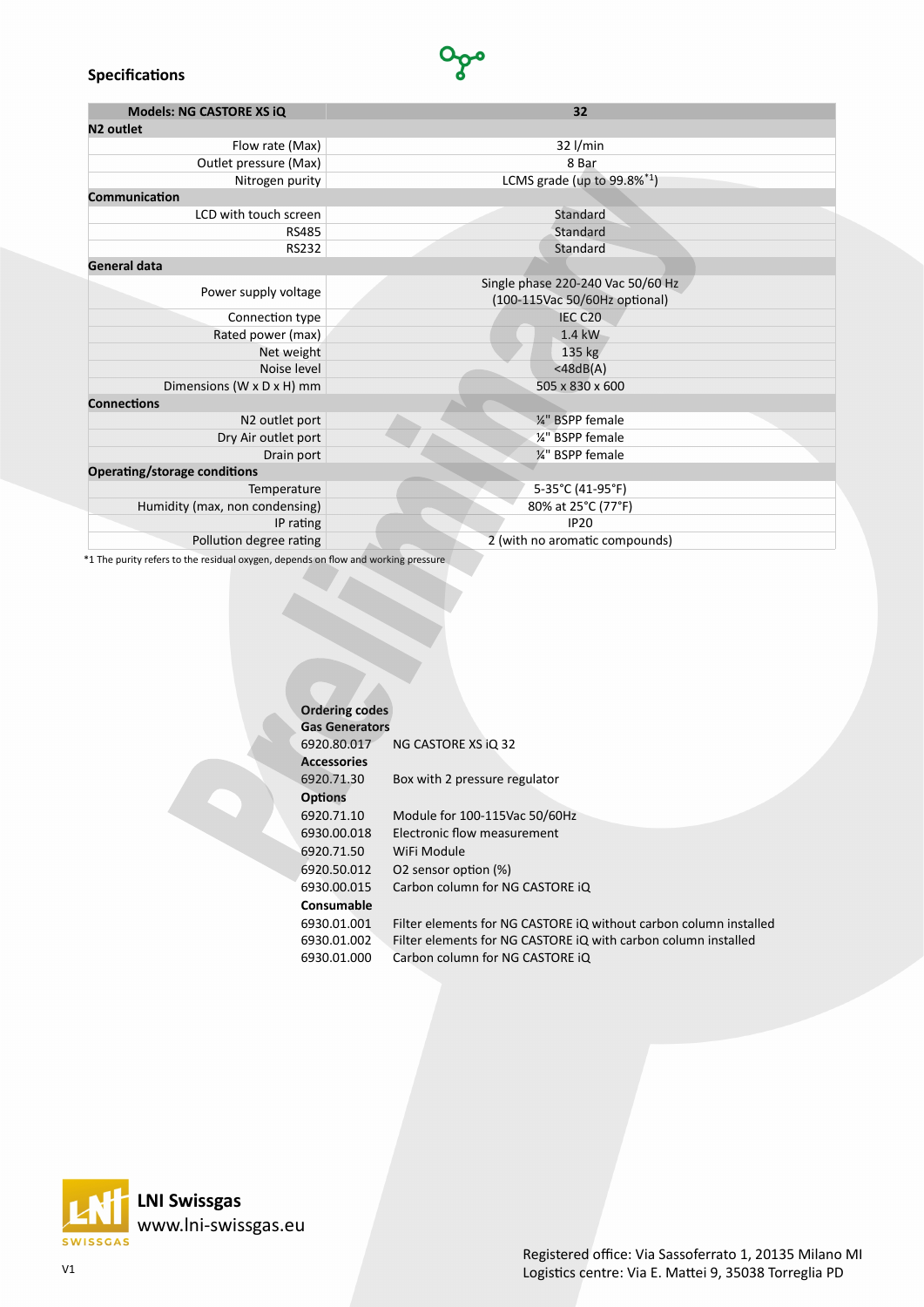## Specifications

| Models: NG CASTORE XS iQ | 32 |
|---|---|
| **N2 outlet** | |
| Flow rate (Max) | 32 l/min |
| Outlet pressure (Max) | 8 Bar |
| Nitrogen purity | LCMS grade (up to 99.8%*1) |
| **Communication** | |
| LCD with touch screen | Standard |
| RS485 | Standard |
| RS232 | Standard |
| **General data** | |
| Power supply voltage | Single phase 220-240 Vac 50/60 Hz (100-115Vac 50/60Hz optional) |
| Connection type | IEC C20 |
| Rated power (max) | 1.4 kW |
| Net weight | 135 kg |
| Noise level | <48dB(A) |
| Dimensions (W x D x H) mm | 505 x 830 x 600 |
| **Connections** | |
| N2 outlet port | ¼" BSPP female |
| Dry Air outlet port | ¼" BSPP female |
| Drain port | ¼" BSPP female |
| **Operating/storage conditions** | |
| Temperature | 5-35°C (41-95°F) |
| Humidity (max, non condensing) | 80% at 25°C (77°F) |
| IP rating | IP20 |
| Pollution degree rating | 2 (with no aromatic compounds) |

*1 The purity refers to the residual oxygen, depends on flow and working pressure

**Ordering codes**

**Gas Generators**

| | |
|---|---|
| 6920.80.017 | NG CASTORE XS iQ 32 |

**Accessories**

| | |
|---|---|
| 6920.71.30 | Box with 2 pressure regulator |

**Options**

| | |
|---|---|
| 6920.71.10 | Module for 100-115Vac 50/60Hz |
| 6930.00.018 | Electronic flow measurement |
| 6920.71.50 | WiFi Module |
| 6920.50.012 | O2 sensor option (%) |
| 6930.00.015 | Carbon column for NG CASTORE iQ |

**Consumable**

| | |
|---|---|
| 6930.01.001 | Filter elements for NG CASTORE iQ without carbon column installed |
| 6930.01.002 | Filter elements for NG CASTORE iQ with carbon column installed |
| 6930.01.000 | Carbon column for NG CASTORE iQ |

**LNI Swissgas**
www.lni-swissgas.eu

Registered office: Via Sassoferrato 1, 20135 Milano MI
Logistics centre: Via E. Mattei 9, 35038 Torreglia PD

V1